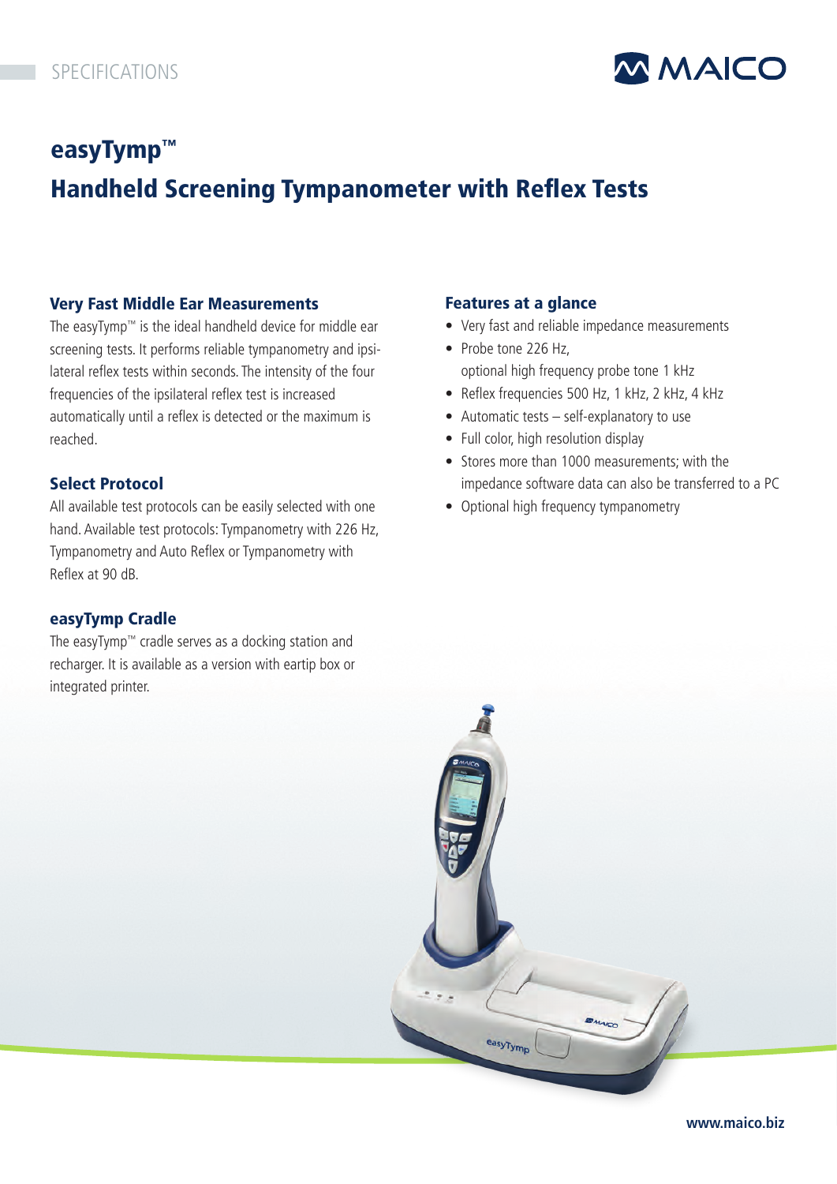SPECIFICATIONS

# easyTymp™

## Handheld Screening Tympanometer with Reflex Tests

### Very Fast Middle Ear Measurements

The easyTymp™ is the ideal handheld device for middle ear screening tests. It performs reliable tympanometry and ipsilateral reflex tests within seconds. The intensity of the four frequencies of the ipsilateral reflex test is increased automatically until a reflex is detected or the maximum is reached.

### Select Protocol

All available test protocols can be easily selected with one hand. Available test protocols: Tympanometry with 226 Hz, Tympanometry and Auto Reflex or Tympanometry with Reflex at 90 dB.

### easyTymp Cradle

The easyTymp™ cradle serves as a docking station and recharger. It is available as a version with eartip box or integrated printer.

### Features at a glance

- Very fast and reliable impedance measurements
- Probe tone 226 Hz, optional high frequency probe tone 1 kHz
- Reflex frequencies 500 Hz, 1 kHz, 2 kHz, 4 kHz
- Automatic tests – self-explanatory to use
- Full color, high resolution display
- Stores more than 1000 measurements; with the impedance software data can also be transferred to a PC
- Optional high frequency tympanometry

www.maico.biz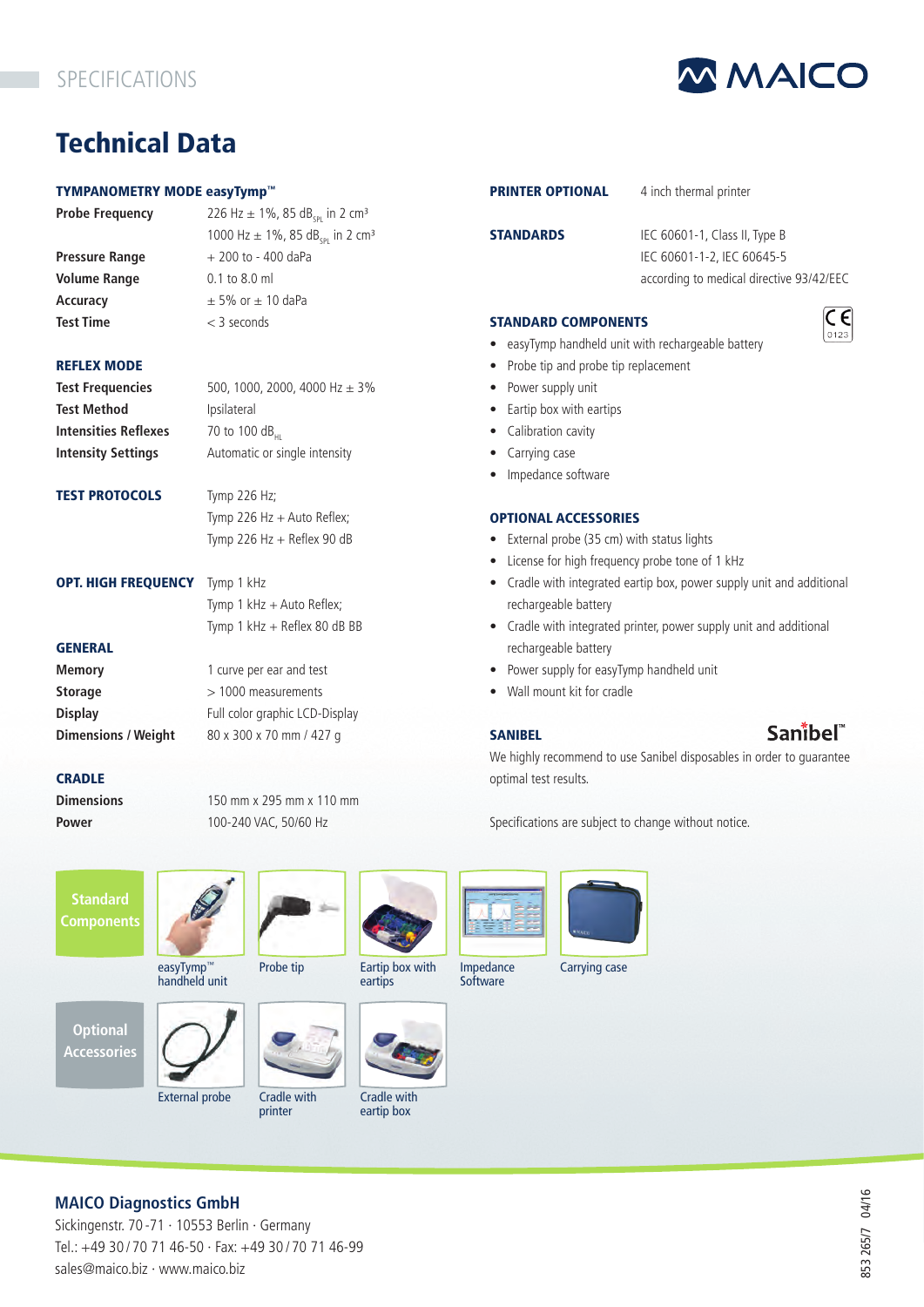SPECIFICATIONS

# Technical Data

## TYMPANOMETRY MODE easyTymp™

| | |
|---|---|
| **Probe Frequency** | 226 Hz ± 1%, 85 $dB_{SPL}$ in 2 cm³ |
| | 1000 Hz ± 1%, 85 $dB_{SPL}$ in 2 cm³ |
| **Pressure Range** | + 200 to - 400 daPa |
| **Volume Range** | 0.1 to 8.0 ml |
| **Accuracy** | ± 5% or ± 10 daPa |
| **Test Time** | < 3 seconds |

## REFLEX MODE

| | |
|---|---|
| **Test Frequencies** | 500, 1000, 2000, 4000 Hz ± 3% |
| **Test Method** | Ipsilateral |
| **Intensities Reflexes** | 70 to 100 $dB_{HL}$ |
| **Intensity Settings** | Automatic or single intensity |

## TEST PROTOCOLS

Tymp 226 Hz;
Tymp 226 Hz + Auto Reflex;
Tymp 226 Hz + Reflex 90 dB

## OPT. HIGH FREQUENCY

Tymp 1 kHz
Tymp 1 kHz + Auto Reflex;
Tymp 1 kHz + Reflex 80 dB BB

## GENERAL

| | |
|---|---|
| **Memory** | 1 curve per ear and test |
| **Storage** | > 1000 measurements |
| **Display** | Full color graphic LCD-Display |
| **Dimensions / Weight** | 80 x 300 x 70 mm / 427 g |

## CRADLE

| | |
|---|---|
| **Dimensions** | 150 mm x 295 mm x 110 mm |
| **Power** | 100-240 VAC, 50/60 Hz |

## PRINTER OPTIONAL

4 inch thermal printer

## STANDARDS

IEC 60601-1, Class II, Type B
IEC 60601-1-2, IEC 60645-5
according to medical directive 93/42/EEC

CE 0123

## STANDARD COMPONENTS

- easyTymp handheld unit with rechargeable battery
- Probe tip and probe tip replacement
- Power supply unit
- Eartip box with eartips
- Calibration cavity
- Carrying case
- Impedance software

## OPTIONAL ACCESSORIES

- External probe (35 cm) with status lights
- License for high frequency probe tone of 1 kHz
- Cradle with integrated eartip box, power supply unit and additional rechargeable battery
- Cradle with integrated printer, power supply unit and additional rechargeable battery
- Power supply for easyTymp handheld unit
- Wall mount kit for cradle

## SANIBEL

Sanibel™

We highly recommend to use Sanibel disposables in order to guarantee optimal test results.

Specifications are subject to change without notice.

**Standard Components**

easyTymp™ handheld unit

Probe tip

Eartip box with eartips

Impedance Software

Carrying case

**Optional Accessories**

External probe

Cradle with printer

Cradle with eartip box

**MAICO Diagnostics GmbH**

Sickingenstr. 70-71 · 10553 Berlin · Germany
Tel.: +49 30/70 71 46-50 · Fax: +49 30/70 71 46-99
sales@maico.biz · www.maico.biz

853 265/7 04/16